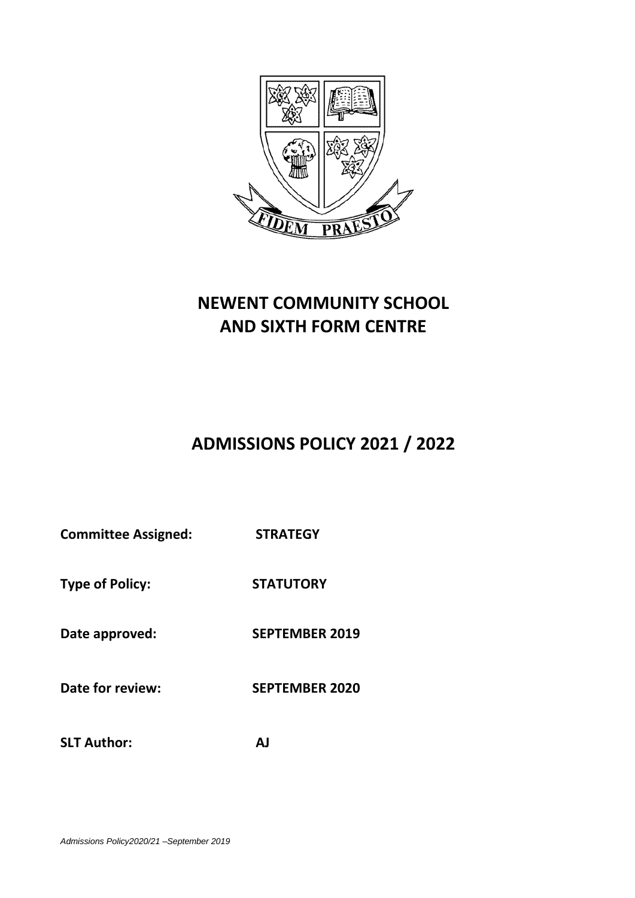# NEWENT COMMUNITY SCHOOL AND SIXTH FORM CENTRE

# ADMISSIONS POLICY 2021 / 2022

**Committee Assigned:** STRATEGY

**Type of Policy:** STATUTORY

**Date approved:** SEPTEMBER 2019

**Date for review:** SEPTEMBER 2020

**SLT Author:** AJ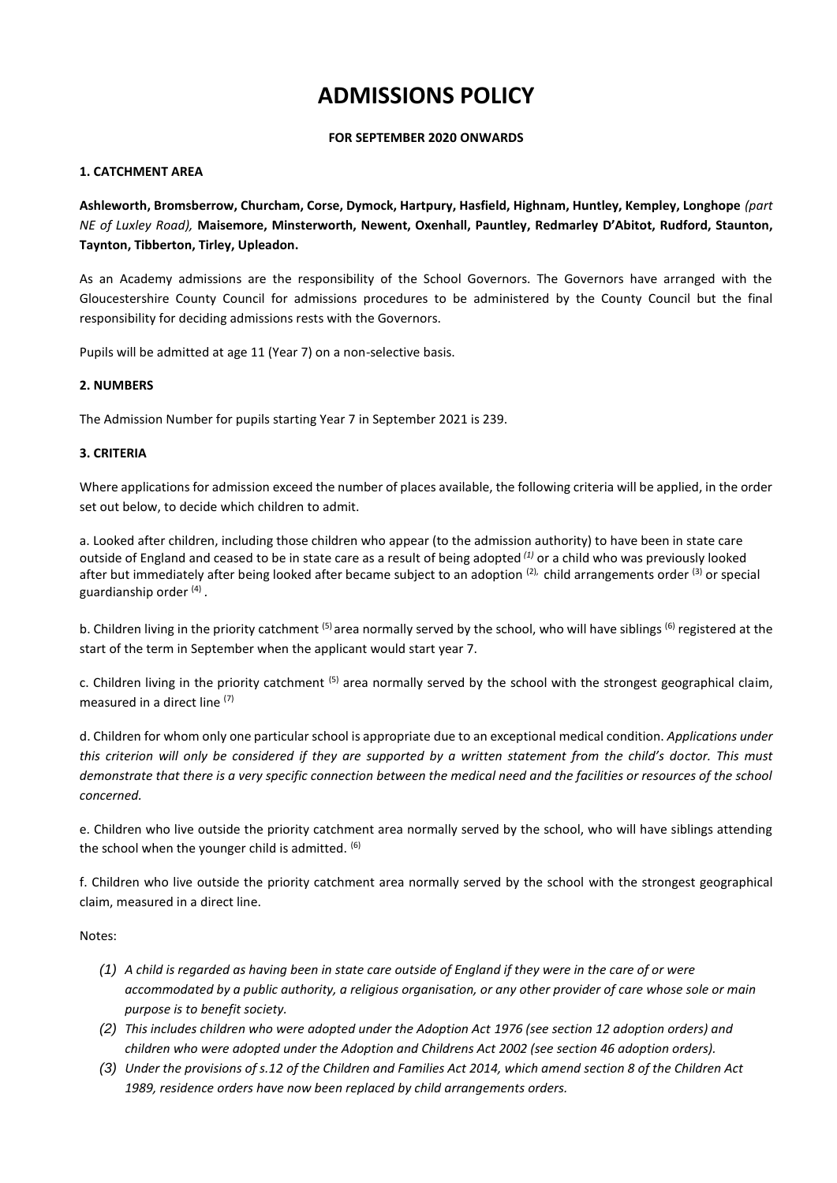# ADMISSIONS POLICY

**FOR SEPTEMBER 2020 ONWARDS**

**1. CATCHMENT AREA**

**Ashleworth, Bromsberrow, Churcham, Corse, Dymock, Hartpury, Hasfield, Highnam, Huntley, Kempley, Longhope** *(part NE of Luxley Road),* **Maisemore, Minsterworth, Newent, Oxenhall, Pauntley, Redmarley D'Abitot, Rudford, Staunton, Taynton, Tibberton, Tirley, Upleadon.**

As an Academy admissions are the responsibility of the School Governors. The Governors have arranged with the Gloucestershire County Council for admissions procedures to be administered by the County Council but the final responsibility for deciding admissions rests with the Governors.

Pupils will be admitted at age 11 (Year 7) on a non-selective basis.

**2. NUMBERS**

The Admission Number for pupils starting Year 7 in September 2021 is 239.

**3. CRITERIA**

Where applications for admission exceed the number of places available, the following criteria will be applied, in the order set out below, to decide which children to admit.

a. Looked after children, including those children who appear (to the admission authority) to have been in state care outside of England and ceased to be in state care as a result of being adopted [(1)] or a child who was previously looked after but immediately after being looked after became subject to an adoption [(2)], child arrangements order [(3)] or special guardianship order [(4)].

b. Children living in the priority catchment [(5)] area normally served by the school, who will have siblings [(6)] registered at the start of the term in September when the applicant would start year 7.

c. Children living in the priority catchment [(5)] area normally served by the school with the strongest geographical claim, measured in a direct line [(7)]

d. Children for whom only one particular school is appropriate due to an exceptional medical condition. *Applications under this criterion will only be considered if they are supported by a written statement from the child's doctor. This must demonstrate that there is a very specific connection between the medical need and the facilities or resources of the school concerned.*

e. Children who live outside the priority catchment area normally served by the school, who will have siblings attending the school when the younger child is admitted. [(6)]

f. Children who live outside the priority catchment area normally served by the school with the strongest geographical claim, measured in a direct line.

Notes:

(1) *A child is regarded as having been in state care outside of England if they were in the care of or were accommodated by a public authority, a religious organisation, or any other provider of care whose sole or main purpose is to benefit society.*

(2) *This includes children who were adopted under the Adoption Act 1976 (see section 12 adoption orders) and children who were adopted under the Adoption and Childrens Act 2002 (see section 46 adoption orders).*

(3) *Under the provisions of s.12 of the Children and Families Act 2014, which amend section 8 of the Children Act 1989, residence orders have now been replaced by child arrangements orders.*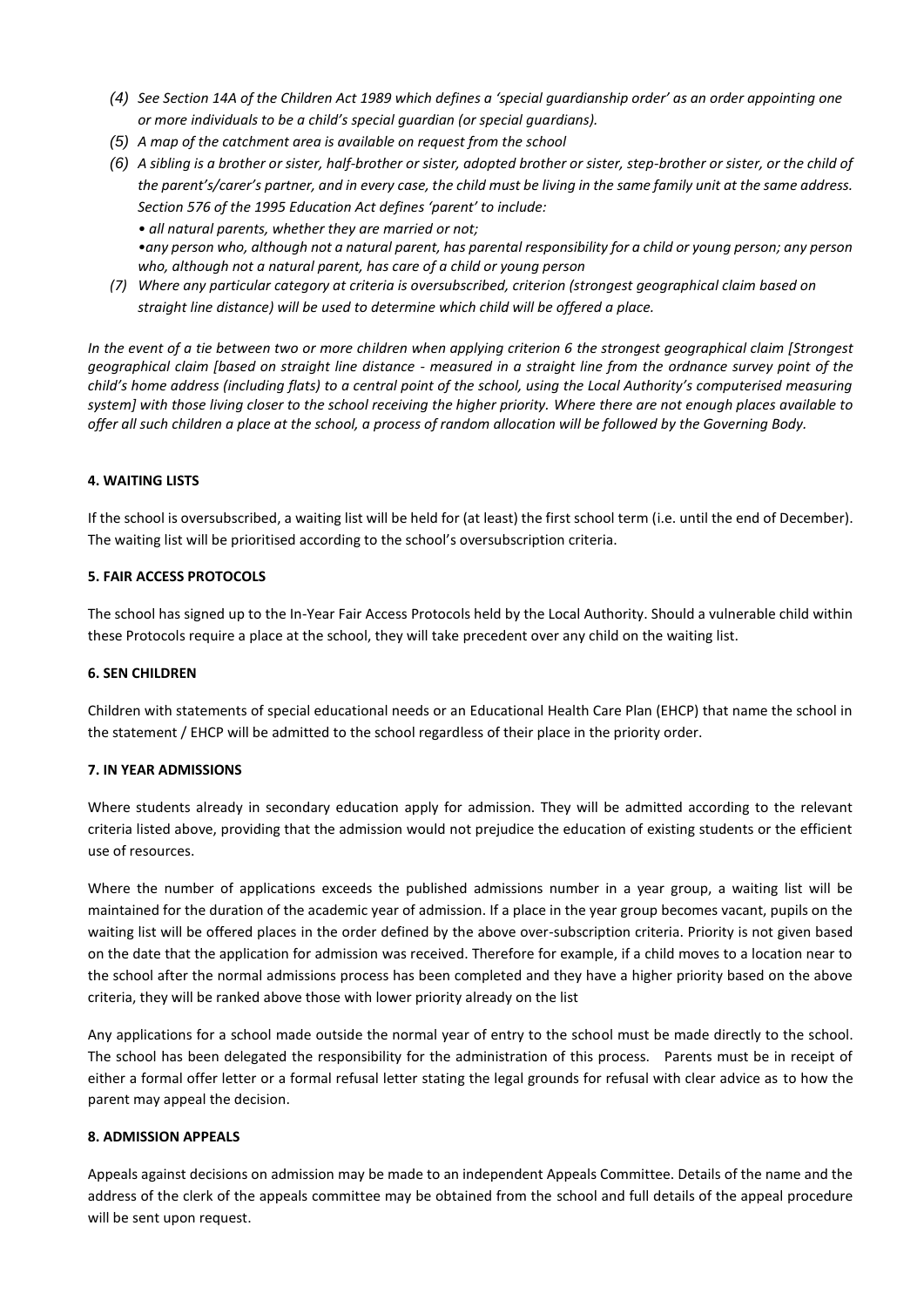*(4) See Section 14A of the Children Act 1989 which defines a 'special guardianship order' as an order appointing one or more individuals to be a child's special guardian (or special guardians).*

*(5) A map of the catchment area is available on request from the school*

*(6) A sibling is a brother or sister, half-brother or sister, adopted brother or sister, step-brother or sister, or the child of the parent's/carer's partner, and in every case, the child must be living in the same family unit at the same address. Section 576 of the 1995 Education Act defines 'parent' to include:*

*• all natural parents, whether they are married or not;*

*•any person who, although not a natural parent, has parental responsibility for a child or young person; any person who, although not a natural parent, has care of a child or young person*

*(7) Where any particular category at criteria is oversubscribed, criterion (strongest geographical claim based on straight line distance) will be used to determine which child will be offered a place.*

*In the event of a tie between two or more children when applying criterion 6 the strongest geographical claim [Strongest geographical claim [based on straight line distance - measured in a straight line from the ordnance survey point of the child's home address (including flats) to a central point of the school, using the Local Authority's computerised measuring system] with those living closer to the school receiving the higher priority. Where there are not enough places available to offer all such children a place at the school, a process of random allocation will be followed by the Governing Body.*

## 4. WAITING LISTS

If the school is oversubscribed, a waiting list will be held for (at least) the first school term (i.e. until the end of December). The waiting list will be prioritised according to the school's oversubscription criteria.

## 5. FAIR ACCESS PROTOCOLS

The school has signed up to the In-Year Fair Access Protocols held by the Local Authority. Should a vulnerable child within these Protocols require a place at the school, they will take precedent over any child on the waiting list.

## 6. SEN CHILDREN

Children with statements of special educational needs or an Educational Health Care Plan (EHCP) that name the school in the statement / EHCP will be admitted to the school regardless of their place in the priority order.

## 7. IN YEAR ADMISSIONS

Where students already in secondary education apply for admission. They will be admitted according to the relevant criteria listed above, providing that the admission would not prejudice the education of existing students or the efficient use of resources.

Where the number of applications exceeds the published admissions number in a year group, a waiting list will be maintained for the duration of the academic year of admission. If a place in the year group becomes vacant, pupils on the waiting list will be offered places in the order defined by the above over-subscription criteria. Priority is not given based on the date that the application for admission was received. Therefore for example, if a child moves to a location near to the school after the normal admissions process has been completed and they have a higher priority based on the above criteria, they will be ranked above those with lower priority already on the list

Any applications for a school made outside the normal year of entry to the school must be made directly to the school. The school has been delegated the responsibility for the administration of this process. Parents must be in receipt of either a formal offer letter or a formal refusal letter stating the legal grounds for refusal with clear advice as to how the parent may appeal the decision.

## 8. ADMISSION APPEALS

Appeals against decisions on admission may be made to an independent Appeals Committee. Details of the name and the address of the clerk of the appeals committee may be obtained from the school and full details of the appeal procedure will be sent upon request.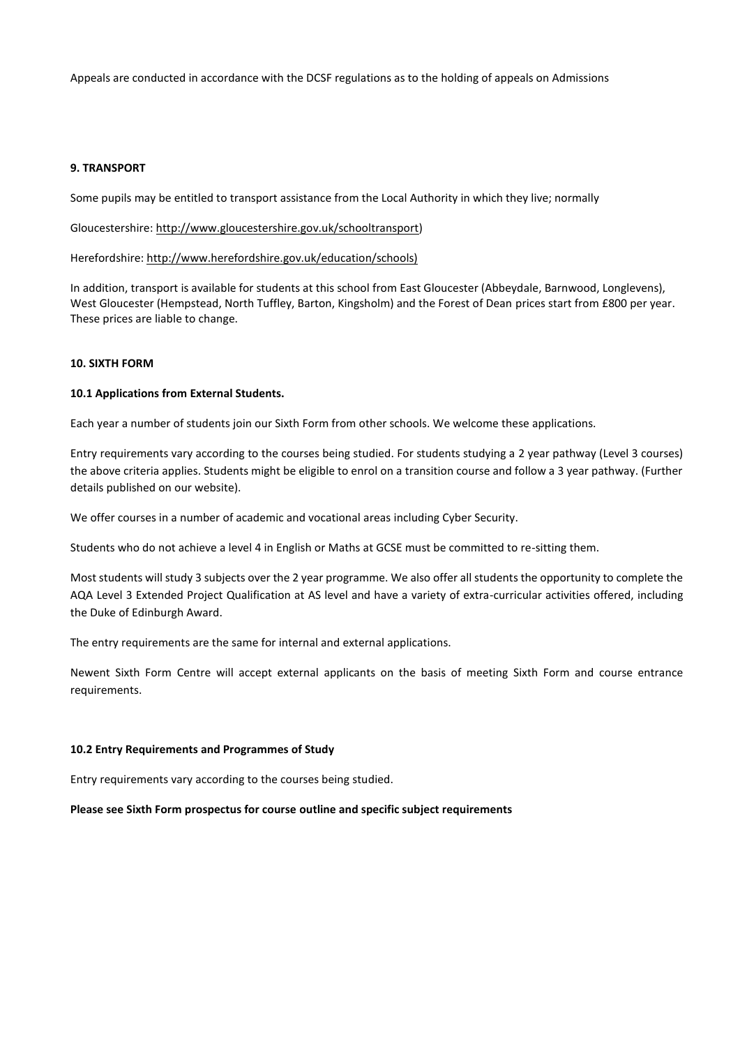Appeals are conducted in accordance with the DCSF regulations as to the holding of appeals on Admissions

## 9. TRANSPORT

Some pupils may be entitled to transport assistance from the Local Authority in which they live; normally

Gloucestershire: http://www.gloucestershire.gov.uk/schooltransport)

Herefordshire: http://www.herefordshire.gov.uk/education/schools)

In addition, transport is available for students at this school from East Gloucester (Abbeydale, Barnwood, Longlevens), West Gloucester (Hempstead, North Tuffley, Barton, Kingsholm) and the Forest of Dean prices start from £800 per year. These prices are liable to change.

## 10. SIXTH FORM

### 10.1 Applications from External Students.

Each year a number of students join our Sixth Form from other schools. We welcome these applications.

Entry requirements vary according to the courses being studied. For students studying a 2 year pathway (Level 3 courses) the above criteria applies. Students might be eligible to enrol on a transition course and follow a 3 year pathway. (Further details published on our website).

We offer courses in a number of academic and vocational areas including Cyber Security.

Students who do not achieve a level 4 in English or Maths at GCSE must be committed to re-sitting them.

Most students will study 3 subjects over the 2 year programme. We also offer all students the opportunity to complete the AQA Level 3 Extended Project Qualification at AS level and have a variety of extra-curricular activities offered, including the Duke of Edinburgh Award.

The entry requirements are the same for internal and external applications.

Newent Sixth Form Centre will accept external applicants on the basis of meeting Sixth Form and course entrance requirements.

### 10.2 Entry Requirements and Programmes of Study

Entry requirements vary according to the courses being studied.

**Please see Sixth Form prospectus for course outline and specific subject requirements**